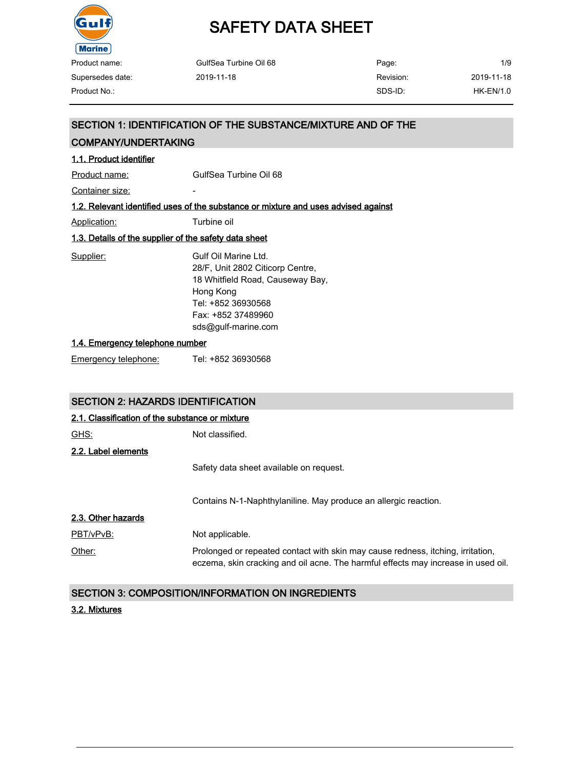# SAFETY DATA SHEET

| Product name: | GulfSea Turbine Oil 68 | Page: | 1/9 |
|---|---|---|---|
| Supersedes date: | 2019-11-18 | Revision: | 2019-11-18 |
| Product No.: | | SDS-ID: | HK-EN/1.0 |

## SECTION 1: IDENTIFICATION OF THE SUBSTANCE/MIXTURE AND OF THE COMPANY/UNDERTAKING

### 1.1. Product identifier

Product name: GulfSea Turbine Oil 68

Container size: -

### 1.2. Relevant identified uses of the substance or mixture and uses advised against

Application: Turbine oil

### 1.3. Details of the supplier of the safety data sheet

Supplier: Gulf Oil Marine Ltd.
28/F, Unit 2802 Citicorp Centre,
18 Whitfield Road, Causeway Bay,
Hong Kong
Tel: +852 36930568
Fax: +852 37489960
sds@gulf-marine.com

### 1.4. Emergency telephone number

Emergency telephone: Tel: +852 36930568

## SECTION 2: HAZARDS IDENTIFICATION

### 2.1. Classification of the substance or mixture

GHS: Not classified.

### 2.2. Label elements

Safety data sheet available on request.

Contains N-1-Naphthylaniline. May produce an allergic reaction.

### 2.3. Other hazards

PBT/vPvB: Not applicable.

Other: Prolonged or repeated contact with skin may cause redness, itching, irritation, eczema, skin cracking and oil acne. The harmful effects may increase in used oil.

## SECTION 3: COMPOSITION/INFORMATION ON INGREDIENTS

### 3.2. Mixtures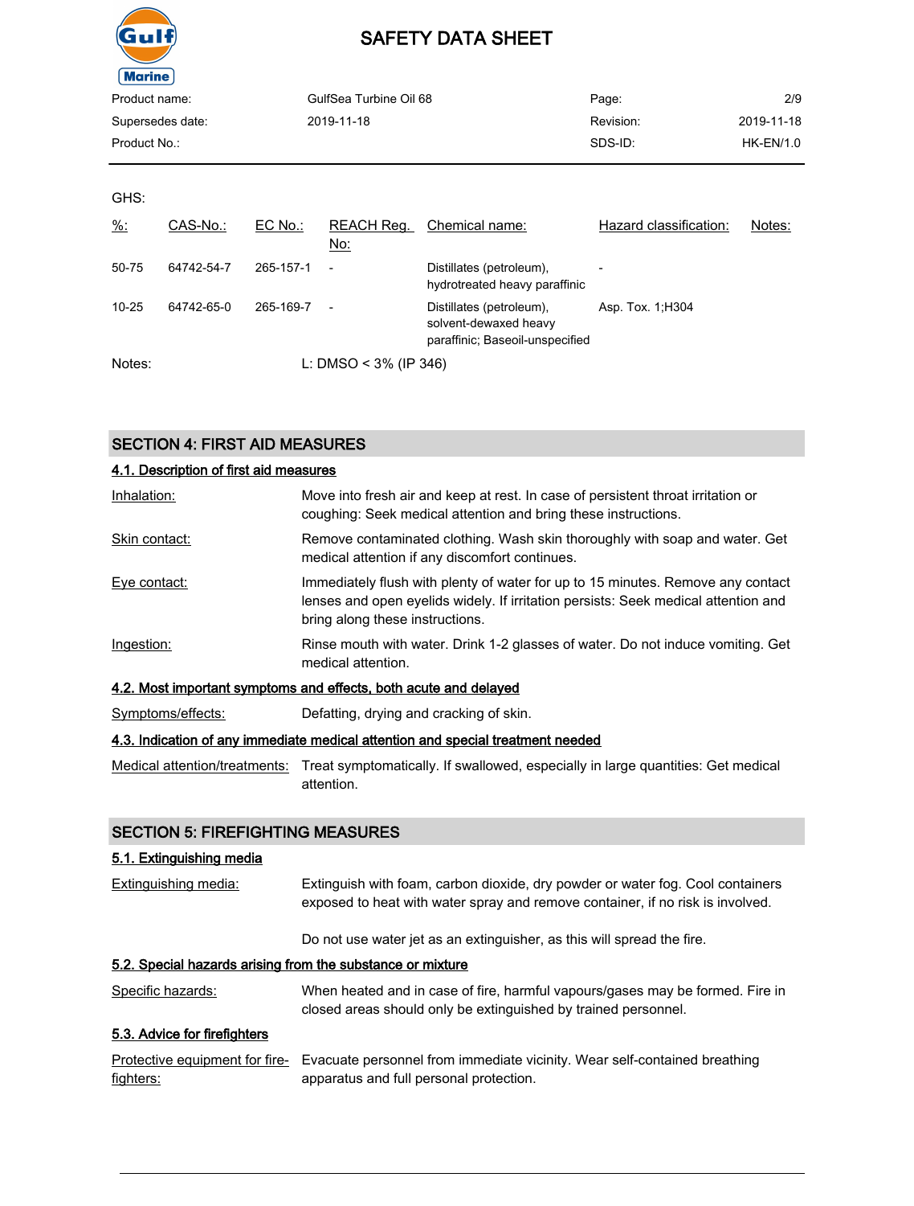GHS:

| %: | CAS-No.: | EC No.: | REACH Reg. No: | Chemical name: | Hazard classification: | Notes: |
|---|---|---|---|---|---|---|
| 50-75 | 64742-54-7 | 265-157-1 | - | Distillates (petroleum), hydrotreated heavy paraffinic | - | |
| 10-25 | 64742-65-0 | 265-169-7 | - | Distillates (petroleum), solvent-dewaxed heavy paraffinic; Baseoil-unspecified | Asp. Tox. 1;H304 | |

Notes: L: DMSO < 3% (IP 346)

## SECTION 4: FIRST AID MEASURES

### 4.1. Description of first aid measures

**Inhalation:** Move into fresh air and keep at rest. In case of persistent throat irritation or coughing: Seek medical attention and bring these instructions.

**Skin contact:** Remove contaminated clothing. Wash skin thoroughly with soap and water. Get medical attention if any discomfort continues.

**Eye contact:** Immediately flush with plenty of water for up to 15 minutes. Remove any contact lenses and open eyelids widely. If irritation persists: Seek medical attention and bring along these instructions.

**Ingestion:** Rinse mouth with water. Drink 1-2 glasses of water. Do not induce vomiting. Get medical attention.

### 4.2. Most important symptoms and effects, both acute and delayed

**Symptoms/effects:** Defatting, drying and cracking of skin.

### 4.3. Indication of any immediate medical attention and special treatment needed

**Medical attention/treatments:** Treat symptomatically. If swallowed, especially in large quantities: Get medical attention.

## SECTION 5: FIREFIGHTING MEASURES

### 5.1. Extinguishing media

**Extinguishing media:** Extinguish with foam, carbon dioxide, dry powder or water fog. Cool containers exposed to heat with water spray and remove container, if no risk is involved.

Do not use water jet as an extinguisher, as this will spread the fire.

### 5.2. Special hazards arising from the substance or mixture

**Specific hazards:** When heated and in case of fire, harmful vapours/gases may be formed. Fire in closed areas should only be extinguished by trained personnel.

### 5.3. Advice for firefighters

**Protective equipment for fire-fighters:** Evacuate personnel from immediate vicinity. Wear self-contained breathing apparatus and full personal protection.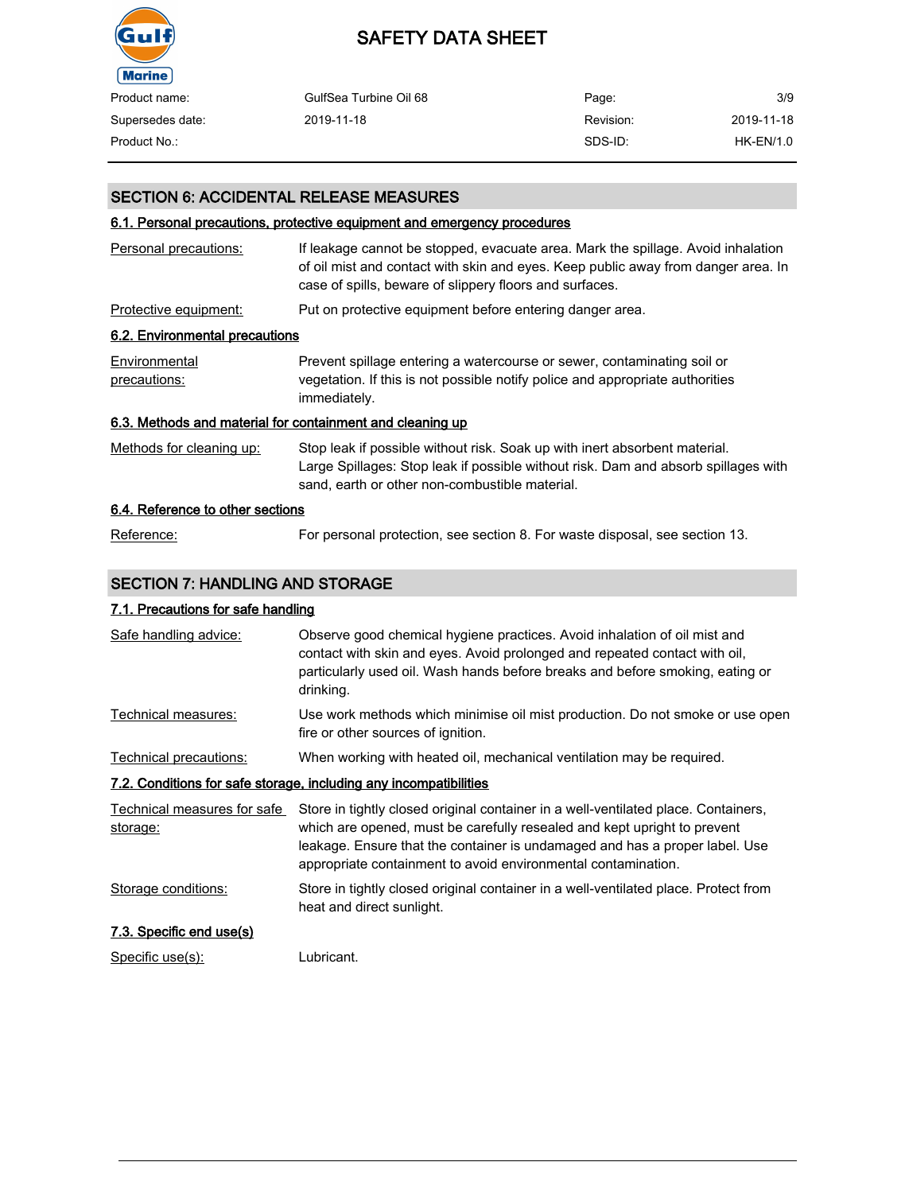## SECTION 6: ACCIDENTAL RELEASE MEASURES

### 6.1. Personal precautions, protective equipment and emergency procedures

| | |
|---|---|
| Personal precautions: | If leakage cannot be stopped, evacuate area. Mark the spillage. Avoid inhalation of oil mist and contact with skin and eyes. Keep public away from danger area. In case of spills, beware of slippery floors and surfaces. |
| Protective equipment: | Put on protective equipment before entering danger area. |

### 6.2. Environmental precautions

| | |
|---|---|
| Environmental precautions: | Prevent spillage entering a watercourse or sewer, contaminating soil or vegetation. If this is not possible notify police and appropriate authorities immediately. |

### 6.3. Methods and material for containment and cleaning up

| | |
|---|---|
| Methods for cleaning up: | Stop leak if possible without risk. Soak up with inert absorbent material. Large Spillages: Stop leak if possible without risk. Dam and absorb spillages with sand, earth or other non-combustible material. |

### 6.4. Reference to other sections

| | |
|---|---|
| Reference: | For personal protection, see section 8. For waste disposal, see section 13. |

## SECTION 7: HANDLING AND STORAGE

### 7.1. Precautions for safe handling

| | |
|---|---|
| Safe handling advice: | Observe good chemical hygiene practices. Avoid inhalation of oil mist and contact with skin and eyes. Avoid prolonged and repeated contact with oil, particularly used oil. Wash hands before breaks and before smoking, eating or drinking. |
| Technical measures: | Use work methods which minimise oil mist production. Do not smoke or use open fire or other sources of ignition. |
| Technical precautions: | When working with heated oil, mechanical ventilation may be required. |

### 7.2. Conditions for safe storage, including any incompatibilities

| | |
|---|---|
| Technical measures for safe storage: | Store in tightly closed original container in a well-ventilated place. Containers, which are opened, must be carefully resealed and kept upright to prevent leakage. Ensure that the container is undamaged and has a proper label. Use appropriate containment to avoid environmental contamination. |
| Storage conditions: | Store in tightly closed original container in a well-ventilated place. Protect from heat and direct sunlight. |

### 7.3. Specific end use(s)

| | |
|---|---|
| Specific use(s): | Lubricant. |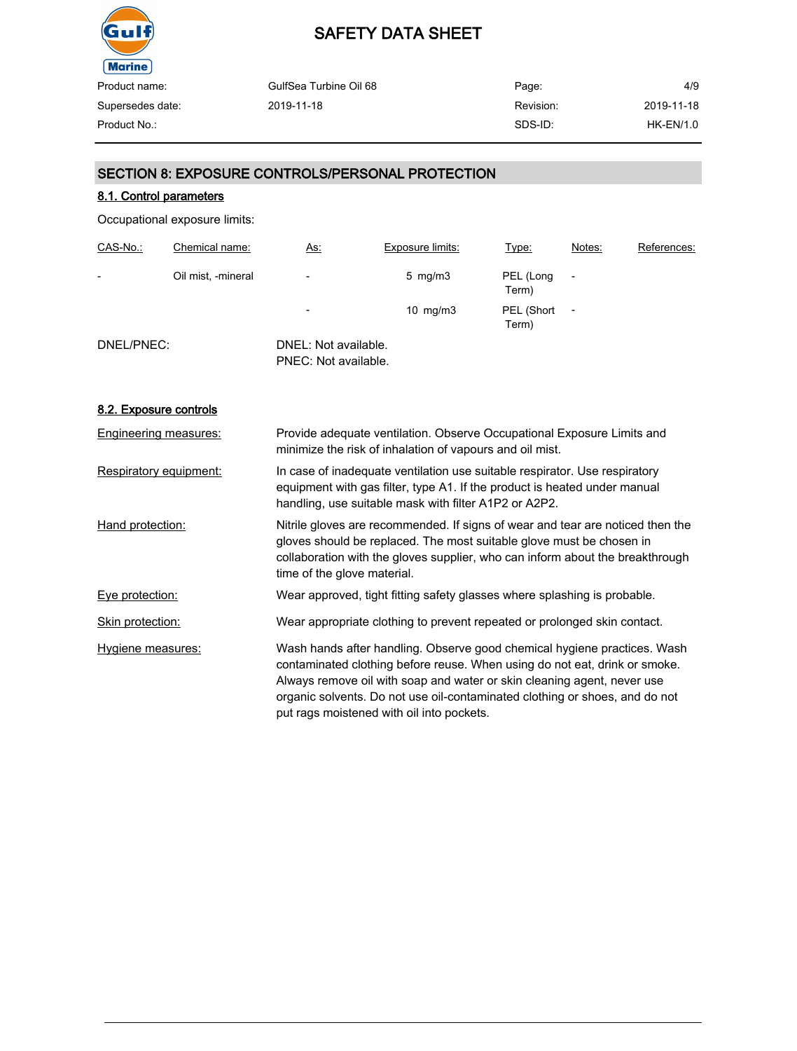## SECTION 8: EXPOSURE CONTROLS/PERSONAL PROTECTION

### 8.1. Control parameters

Occupational exposure limits:

| CAS-No.: | Chemical name: | As: | Exposure limits: | Type: | Notes: | References: |
|---|---|---|---|---|---|---|
| - | Oil mist, -mineral | - | 5 mg/m3 | PEL (Long Term) | - | |
| | | - | 10 mg/m3 | PEL (Short Term) | - | |

DNEL/PNEC: DNEL: Not available.
PNEC: Not available.

### 8.2. Exposure controls

**Engineering measures:** Provide adequate ventilation. Observe Occupational Exposure Limits and minimize the risk of inhalation of vapours and oil mist.

**Respiratory equipment:** In case of inadequate ventilation use suitable respirator. Use respiratory equipment with gas filter, type A1. If the product is heated under manual handling, use suitable mask with filter A1P2 or A2P2.

**Hand protection:** Nitrile gloves are recommended. If signs of wear and tear are noticed then the gloves should be replaced. The most suitable glove must be chosen in collaboration with the gloves supplier, who can inform about the breakthrough time of the glove material.

**Eye protection:** Wear approved, tight fitting safety glasses where splashing is probable.

**Skin protection:** Wear appropriate clothing to prevent repeated or prolonged skin contact.

**Hygiene measures:** Wash hands after handling. Observe good chemical hygiene practices. Wash contaminated clothing before reuse. When using do not eat, drink or smoke. Always remove oil with soap and water or skin cleaning agent, never use organic solvents. Do not use oil-contaminated clothing or shoes, and do not put rags moistened with oil into pockets.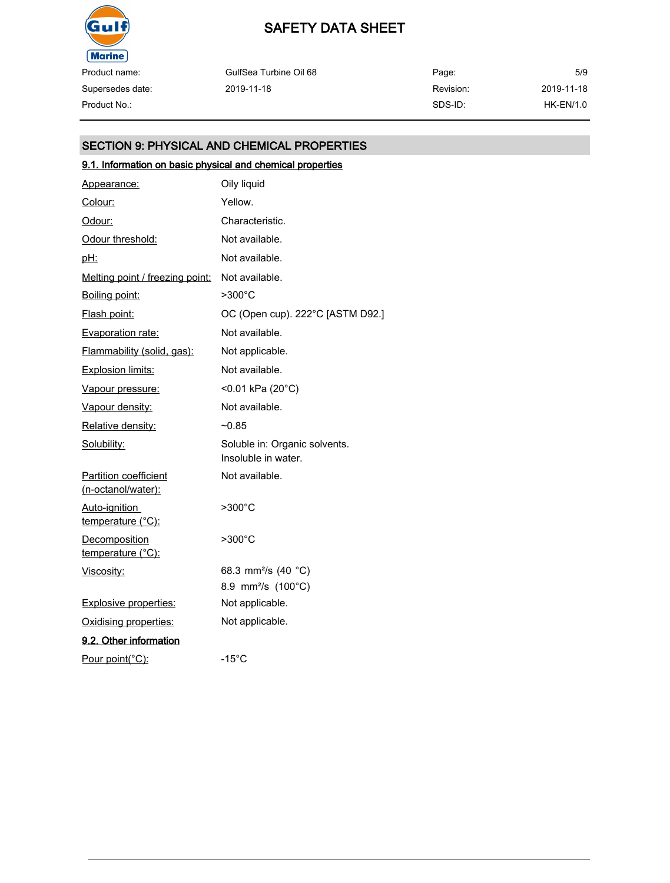## SECTION 9: PHYSICAL AND CHEMICAL PROPERTIES

### 9.1. Information on basic physical and chemical properties

| Property | Value |
|---|---|
| Appearance: | Oily liquid |
| Colour: | Yellow. |
| Odour: | Characteristic. |
| Odour threshold: | Not available. |
| pH: | Not available. |
| Melting point / freezing point: | Not available. |
| Boiling point: | >300°C |
| Flash point: | OC (Open cup). 222°C [ASTM D92.] |
| Evaporation rate: | Not available. |
| Flammability (solid, gas): | Not applicable. |
| Explosion limits: | Not available. |
| Vapour pressure: | <0.01 kPa (20°C) |
| Vapour density: | Not available. |
| Relative density: | ~0.85 |
| Solubility: | Soluble in: Organic solvents. Insoluble in water. |
| Partition coefficient (n-octanol/water): | Not available. |
| Auto-ignition temperature (°C): | >300°C |
| Decomposition temperature (°C): | >300°C |
| Viscosity: | 68.3 mm²/s (40 °C) 8.9 mm²/s (100°C) |
| Explosive properties: | Not applicable. |
| Oxidising properties: | Not applicable. |

### 9.2. Other information

| Property | Value |
|---|---|
| Pour point(°C): | -15°C |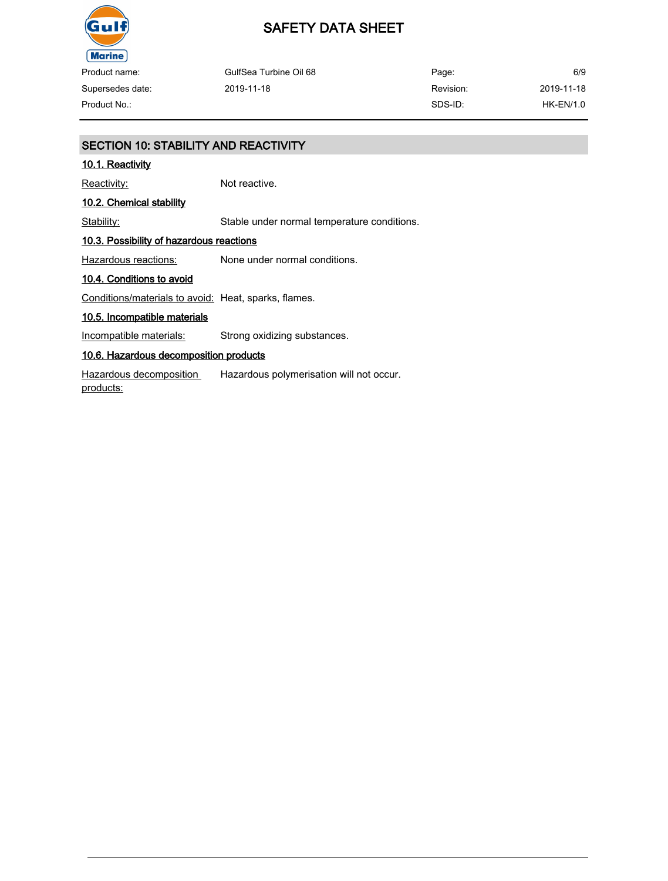## SECTION 10: STABILITY AND REACTIVITY

### 10.1. Reactivity

Reactivity: Not reactive.

### 10.2. Chemical stability

Stability: Stable under normal temperature conditions.

### 10.3. Possibility of hazardous reactions

Hazardous reactions: None under normal conditions.

### 10.4. Conditions to avoid

Conditions/materials to avoid: Heat, sparks, flames.

### 10.5. Incompatible materials

Incompatible materials: Strong oxidizing substances.

### 10.6. Hazardous decomposition products

Hazardous decomposition products: Hazardous polymerisation will not occur.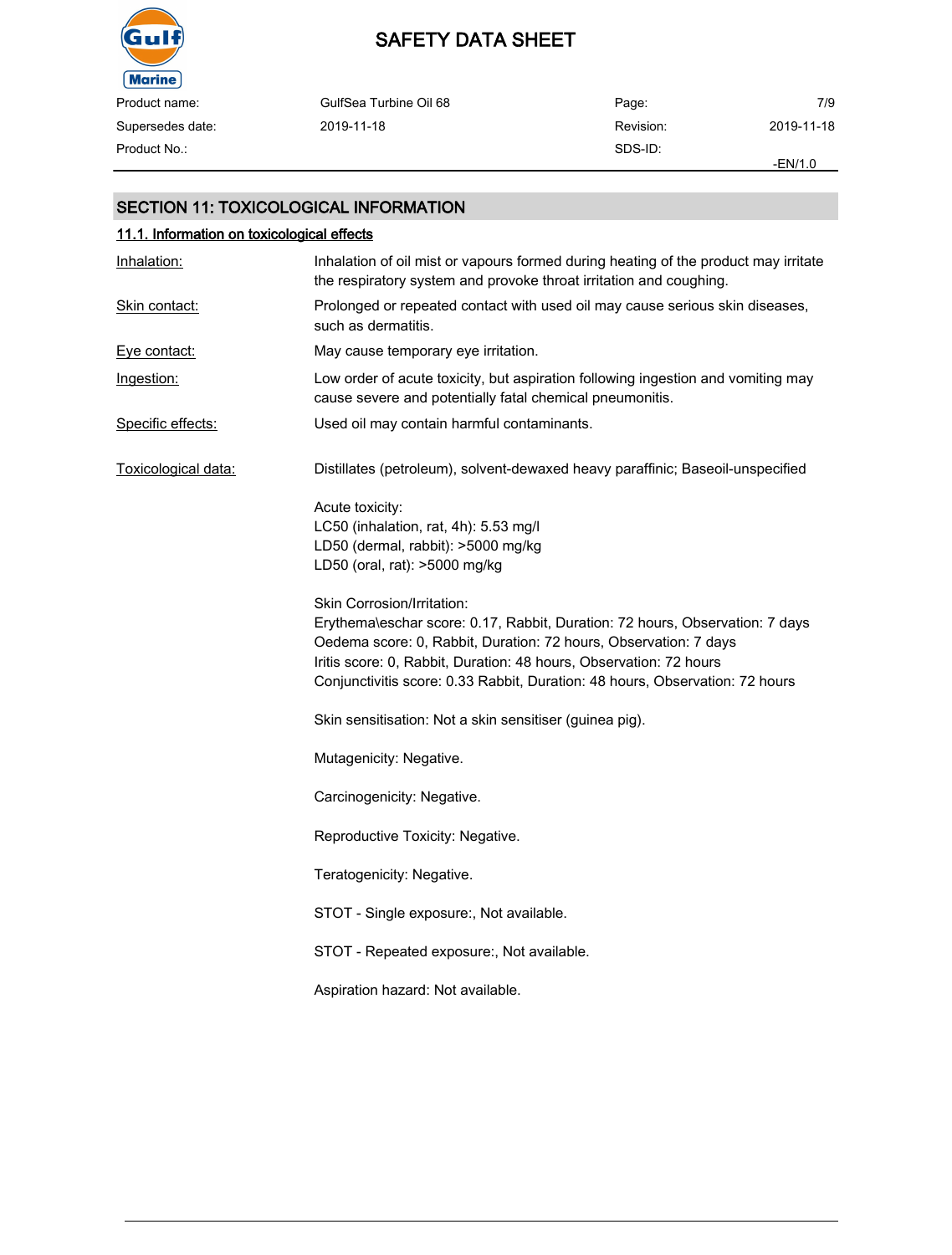## SECTION 11: TOXICOLOGICAL INFORMATION

### 11.1. Information on toxicological effects

| | |
|---|---|
| Inhalation: | Inhalation of oil mist or vapours formed during heating of the product may irritate the respiratory system and provoke throat irritation and coughing. |
| Skin contact: | Prolonged or repeated contact with used oil may cause serious skin diseases, such as dermatitis. |
| Eye contact: | May cause temporary eye irritation. |
| Ingestion: | Low order of acute toxicity, but aspiration following ingestion and vomiting may cause severe and potentially fatal chemical pneumonitis. |
| Specific effects: | Used oil may contain harmful contaminants. |

Toxicological data:

Distillates (petroleum), solvent-dewaxed heavy paraffinic; Baseoil-unspecified

Acute toxicity:
LC50 (inhalation, rat, 4h): 5.53 mg/l
LD50 (dermal, rabbit): >5000 mg/kg
LD50 (oral, rat): >5000 mg/kg

Skin Corrosion/Irritation:
Erythema\eschar score: 0.17, Rabbit, Duration: 72 hours, Observation: 7 days
Oedema score: 0, Rabbit, Duration: 72 hours, Observation: 7 days
Iritis score: 0, Rabbit, Duration: 48 hours, Observation: 72 hours
Conjunctivitis score: 0.33 Rabbit, Duration: 48 hours, Observation: 72 hours

Skin sensitisation: Not a skin sensitiser (guinea pig).

Mutagenicity: Negative.

Carcinogenicity: Negative.

Reproductive Toxicity: Negative.

Teratogenicity: Negative.

STOT - Single exposure:, Not available.

STOT - Repeated exposure:, Not available.

Aspiration hazard: Not available.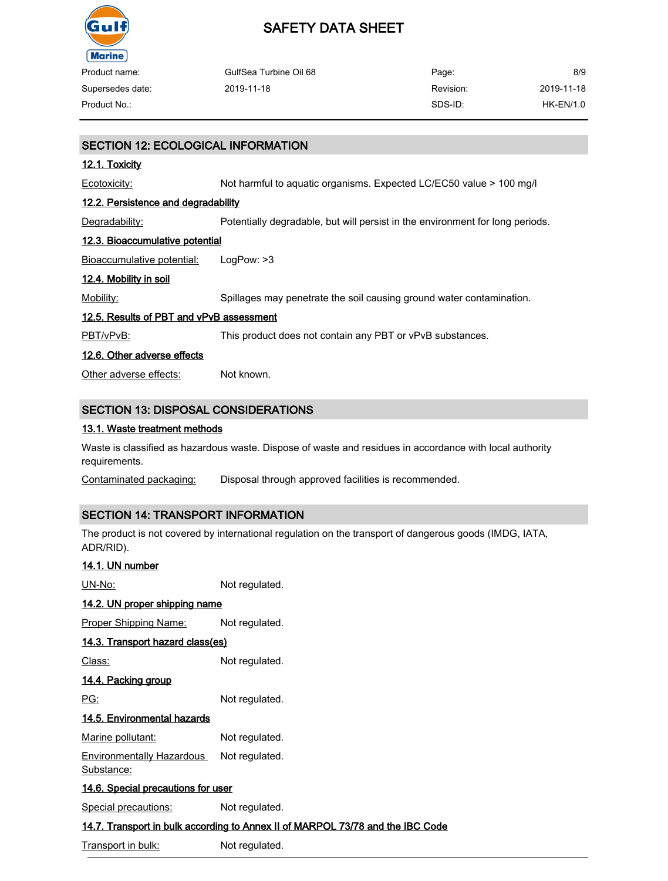## SECTION 12: ECOLOGICAL INFORMATION

### 12.1. Toxicity

Ecotoxicity: Not harmful to aquatic organisms. Expected LC/EC50 value > 100 mg/l

### 12.2. Persistence and degradability

Degradability: Potentially degradable, but will persist in the environment for long periods.

### 12.3. Bioaccumulative potential

Bioaccumulative potential: LogPow: >3

### 12.4. Mobility in soil

Mobility: Spillages may penetrate the soil causing ground water contamination.

### 12.5. Results of PBT and vPvB assessment

PBT/vPvB: This product does not contain any PBT or vPvB substances.

### 12.6. Other adverse effects

Other adverse effects: Not known.

## SECTION 13: DISPOSAL CONSIDERATIONS

### 13.1. Waste treatment methods

Waste is classified as hazardous waste. Dispose of waste and residues in accordance with local authority requirements.

Contaminated packaging: Disposal through approved facilities is recommended.

## SECTION 14: TRANSPORT INFORMATION

The product is not covered by international regulation on the transport of dangerous goods (IMDG, IATA, ADR/RID).

### 14.1. UN number

UN-No: Not regulated.

### 14.2. UN proper shipping name

Proper Shipping Name: Not regulated.

### 14.3. Transport hazard class(es)

Class: Not regulated.

### 14.4. Packing group

PG: Not regulated.

### 14.5. Environmental hazards

Marine pollutant: Not regulated.

Environmentally Hazardous Substance: Not regulated.

### 14.6. Special precautions for user

Special precautions: Not regulated.

### 14.7. Transport in bulk according to Annex II of MARPOL 73/78 and the IBC Code

Transport in bulk: Not regulated.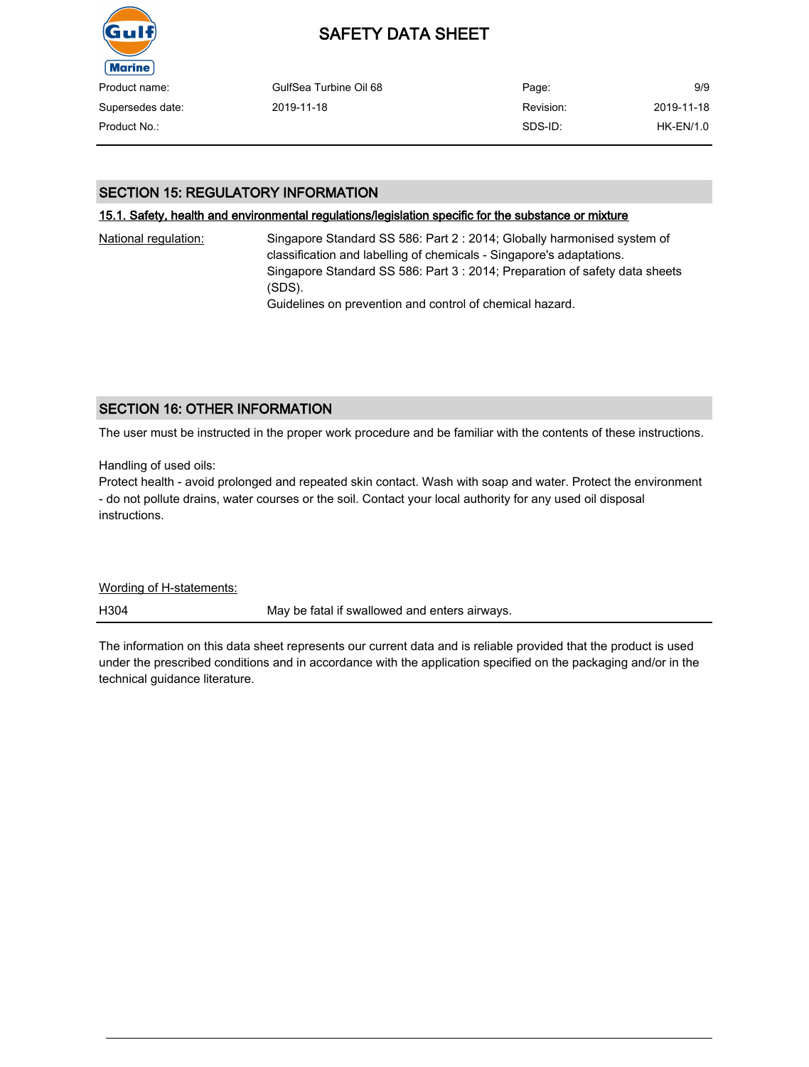## SECTION 15: REGULATORY INFORMATION

### 15.1. Safety, health and environmental regulations/legislation specific for the substance or mixture

| | |
|---|---|
| National regulation: | Singapore Standard SS 586: Part 2 : 2014; Globally harmonised system of classification and labelling of chemicals - Singapore's adaptations.<br>Singapore Standard SS 586: Part 3 : 2014; Preparation of safety data sheets (SDS).<br>Guidelines on prevention and control of chemical hazard. |

## SECTION 16: OTHER INFORMATION

The user must be instructed in the proper work procedure and be familiar with the contents of these instructions.

Handling of used oils:
Protect health - avoid prolonged and repeated skin contact. Wash with soap and water. Protect the environment - do not pollute drains, water courses or the soil. Contact your local authority for any used oil disposal instructions.

Wording of H-statements:

| | |
|---|---|
| H304 | May be fatal if swallowed and enters airways. |

The information on this data sheet represents our current data and is reliable provided that the product is used under the prescribed conditions and in accordance with the application specified on the packaging and/or in the technical guidance literature.